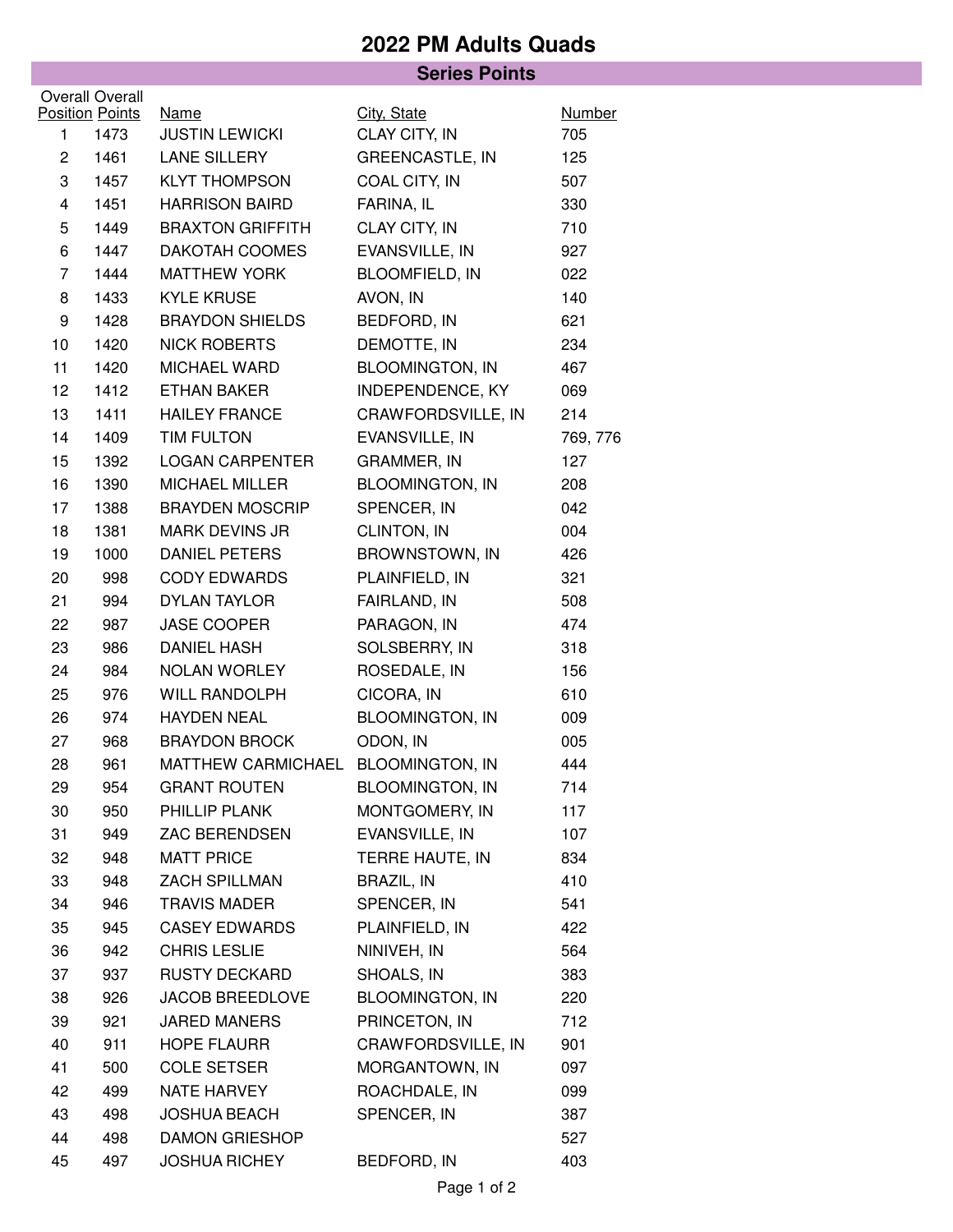# 2022 PM Adults Quads

## Series Points

| Overall Position | Overall Points | Name | City, State | Number |
|---|---|---|---|---|
| 1 | 1473 | JUSTIN LEWICKI | CLAY CITY, IN | 705 |
| 2 | 1461 | LANE SILLERY | GREENCASTLE, IN | 125 |
| 3 | 1457 | KLYT THOMPSON | COAL CITY, IN | 507 |
| 4 | 1451 | HARRISON BAIRD | FARINA, IL | 330 |
| 5 | 1449 | BRAXTON GRIFFITH | CLAY CITY, IN | 710 |
| 6 | 1447 | DAKOTAH COOMES | EVANSVILLE, IN | 927 |
| 7 | 1444 | MATTHEW YORK | BLOOMFIELD, IN | 022 |
| 8 | 1433 | KYLE KRUSE | AVON, IN | 140 |
| 9 | 1428 | BRAYDON SHIELDS | BEDFORD, IN | 621 |
| 10 | 1420 | NICK ROBERTS | DEMOTTE, IN | 234 |
| 11 | 1420 | MICHAEL WARD | BLOOMINGTON, IN | 467 |
| 12 | 1412 | ETHAN BAKER | INDEPENDENCE, KY | 069 |
| 13 | 1411 | HAILEY FRANCE | CRAWFORDSVILLE, IN | 214 |
| 14 | 1409 | TIM FULTON | EVANSVILLE, IN | 769, 776 |
| 15 | 1392 | LOGAN CARPENTER | GRAMMER, IN | 127 |
| 16 | 1390 | MICHAEL MILLER | BLOOMINGTON, IN | 208 |
| 17 | 1388 | BRAYDEN MOSCRIP | SPENCER, IN | 042 |
| 18 | 1381 | MARK DEVINS JR | CLINTON, IN | 004 |
| 19 | 1000 | DANIEL PETERS | BROWNSTOWN, IN | 426 |
| 20 | 998 | CODY EDWARDS | PLAINFIELD, IN | 321 |
| 21 | 994 | DYLAN TAYLOR | FAIRLAND, IN | 508 |
| 22 | 987 | JASE COOPER | PARAGON, IN | 474 |
| 23 | 986 | DANIEL HASH | SOLSBERRY, IN | 318 |
| 24 | 984 | NOLAN WORLEY | ROSEDALE, IN | 156 |
| 25 | 976 | WILL RANDOLPH | CICORA, IN | 610 |
| 26 | 974 | HAYDEN NEAL | BLOOMINGTON, IN | 009 |
| 27 | 968 | BRAYDON BROCK | ODON, IN | 005 |
| 28 | 961 | MATTHEW CARMICHAEL | BLOOMINGTON, IN | 444 |
| 29 | 954 | GRANT ROUTEN | BLOOMINGTON, IN | 714 |
| 30 | 950 | PHILLIP PLANK | MONTGOMERY, IN | 117 |
| 31 | 949 | ZAC BERENDSEN | EVANSVILLE, IN | 107 |
| 32 | 948 | MATT PRICE | TERRE HAUTE, IN | 834 |
| 33 | 948 | ZACH SPILLMAN | BRAZIL, IN | 410 |
| 34 | 946 | TRAVIS MADER | SPENCER, IN | 541 |
| 35 | 945 | CASEY EDWARDS | PLAINFIELD, IN | 422 |
| 36 | 942 | CHRIS LESLIE | NINIVEH, IN | 564 |
| 37 | 937 | RUSTY DECKARD | SHOALS, IN | 383 |
| 38 | 926 | JACOB BREEDLOVE | BLOOMINGTON, IN | 220 |
| 39 | 921 | JARED MANERS | PRINCETON, IN | 712 |
| 40 | 911 | HOPE FLAURR | CRAWFORDSVILLE, IN | 901 |
| 41 | 500 | COLE SETSER | MORGANTOWN, IN | 097 |
| 42 | 499 | NATE HARVEY | ROACHDALE, IN | 099 |
| 43 | 498 | JOSHUA BEACH | SPENCER, IN | 387 |
| 44 | 498 | DAMON GRIESHOP | | 527 |
| 45 | 497 | JOSHUA RICHEY | BEDFORD, IN | 403 |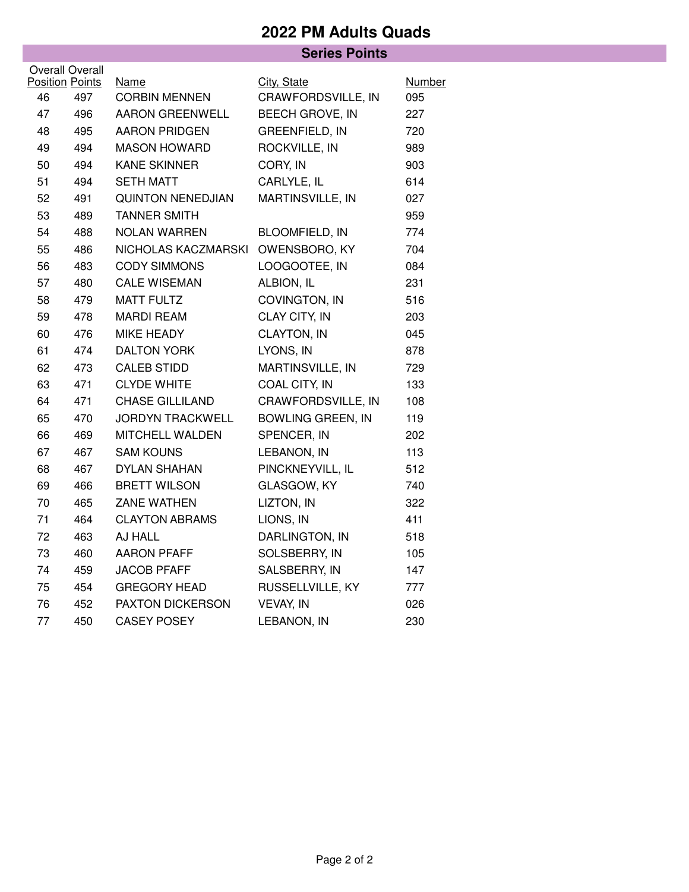# 2022 PM Adults Quads

## Series Points

| Overall Position | Overall Points | Name | City, State | Number |
|---|---|---|---|---|
| 46 | 497 | CORBIN MENNEN | CRAWFORDSVILLE, IN | 095 |
| 47 | 496 | AARON GREENWELL | BEECH GROVE, IN | 227 |
| 48 | 495 | AARON PRIDGEN | GREENFIELD, IN | 720 |
| 49 | 494 | MASON HOWARD | ROCKVILLE, IN | 989 |
| 50 | 494 | KANE SKINNER | CORY, IN | 903 |
| 51 | 494 | SETH MATT | CARLYLE, IL | 614 |
| 52 | 491 | QUINTON NENEDJIAN | MARTINSVILLE, IN | 027 |
| 53 | 489 | TANNER SMITH | | 959 |
| 54 | 488 | NOLAN WARREN | BLOOMFIELD, IN | 774 |
| 55 | 486 | NICHOLAS KACZMARSKI | OWENSBORO, KY | 704 |
| 56 | 483 | CODY SIMMONS | LOOGOOTEE, IN | 084 |
| 57 | 480 | CALE WISEMAN | ALBION, IL | 231 |
| 58 | 479 | MATT FULTZ | COVINGTON, IN | 516 |
| 59 | 478 | MARDI REAM | CLAY CITY, IN | 203 |
| 60 | 476 | MIKE HEADY | CLAYTON, IN | 045 |
| 61 | 474 | DALTON YORK | LYONS, IN | 878 |
| 62 | 473 | CALEB STIDD | MARTINSVILLE, IN | 729 |
| 63 | 471 | CLYDE WHITE | COAL CITY, IN | 133 |
| 64 | 471 | CHASE GILLILAND | CRAWFORDSVILLE, IN | 108 |
| 65 | 470 | JORDYN TRACKWELL | BOWLING GREEN, IN | 119 |
| 66 | 469 | MITCHELL WALDEN | SPENCER, IN | 202 |
| 67 | 467 | SAM KOUNS | LEBANON, IN | 113 |
| 68 | 467 | DYLAN SHAHAN | PINCKNEYVILL, IL | 512 |
| 69 | 466 | BRETT WILSON | GLASGOW, KY | 740 |
| 70 | 465 | ZANE WATHEN | LIZTON, IN | 322 |
| 71 | 464 | CLAYTON ABRAMS | LIONS, IN | 411 |
| 72 | 463 | AJ HALL | DARLINGTON, IN | 518 |
| 73 | 460 | AARON PFAFF | SOLSBERRY, IN | 105 |
| 74 | 459 | JACOB PFAFF | SALSBERRY, IN | 147 |
| 75 | 454 | GREGORY HEAD | RUSSELLVILLE, KY | 777 |
| 76 | 452 | PAXTON DICKERSON | VEVAY, IN | 026 |
| 77 | 450 | CASEY POSEY | LEBANON, IN | 230 |